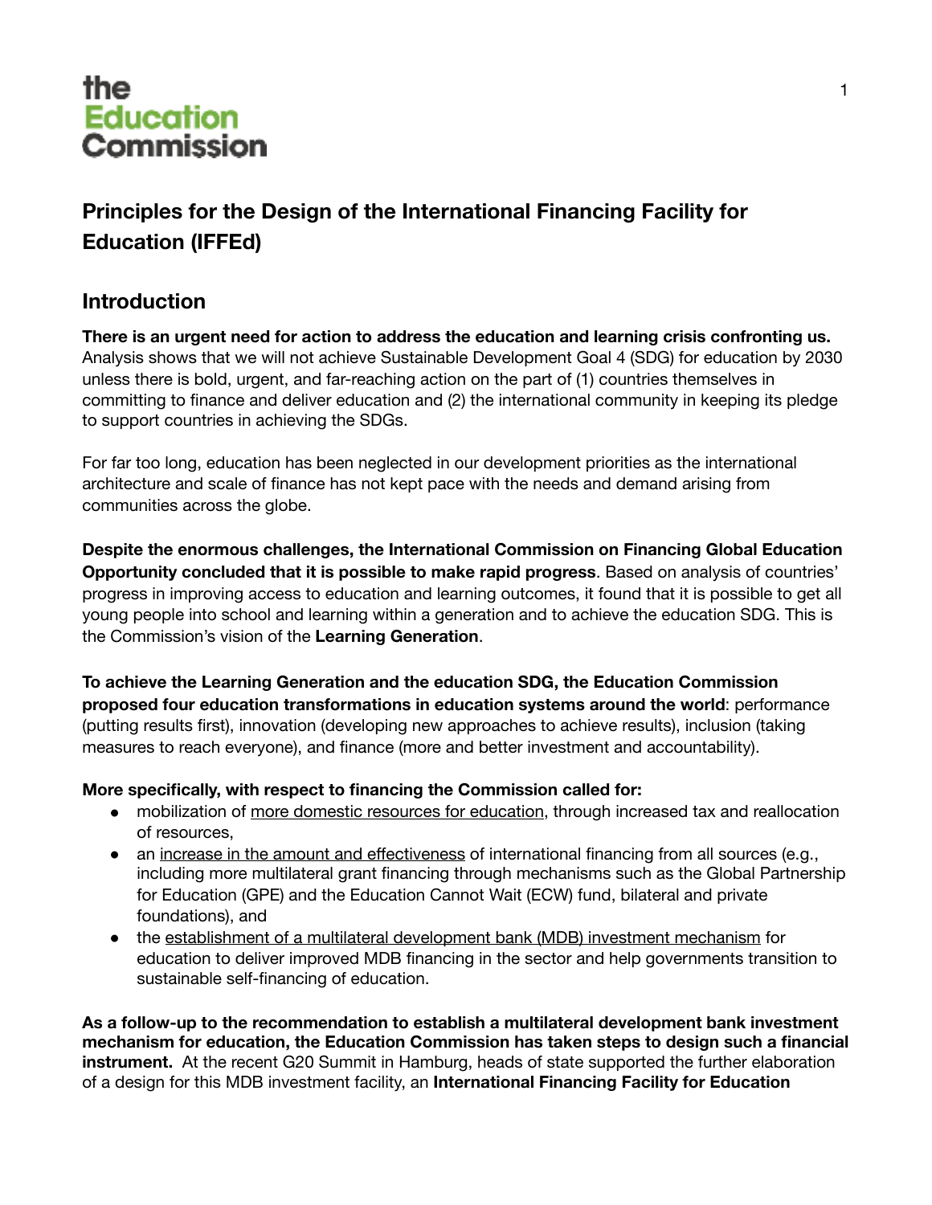the Education Commission

# Principles for the Design of the International Financing Facility for Education (IFFEd)

## Introduction

**There is an urgent need for action to address the education and learning crisis confronting us.** Analysis shows that we will not achieve Sustainable Development Goal 4 (SDG) for education by 2030 unless there is bold, urgent, and far-reaching action on the part of (1) countries themselves in committing to finance and deliver education and (2) the international community in keeping its pledge to support countries in achieving the SDGs.

For far too long, education has been neglected in our development priorities as the international architecture and scale of finance has not kept pace with the needs and demand arising from communities across the globe.

**Despite the enormous challenges, the International Commission on Financing Global Education Opportunity concluded that it is possible to make rapid progress**. Based on analysis of countries' progress in improving access to education and learning outcomes, it found that it is possible to get all young people into school and learning within a generation and to achieve the education SDG. This is the Commission's vision of the **Learning Generation**.

**To achieve the Learning Generation and the education SDG, the Education Commission proposed four education transformations in education systems around the world**: performance (putting results first), innovation (developing new approaches to achieve results), inclusion (taking measures to reach everyone), and finance (more and better investment and accountability).

**More specifically, with respect to financing the Commission called for:**

- mobilization of more domestic resources for education, through increased tax and reallocation of resources,
- an increase in the amount and effectiveness of international financing from all sources (e.g., including more multilateral grant financing through mechanisms such as the Global Partnership for Education (GPE) and the Education Cannot Wait (ECW) fund, bilateral and private foundations), and
- the establishment of a multilateral development bank (MDB) investment mechanism for education to deliver improved MDB financing in the sector and help governments transition to sustainable self-financing of education.

**As a follow-up to the recommendation to establish a multilateral development bank investment mechanism for education, the Education Commission has taken steps to design such a financial instrument.** At the recent G20 Summit in Hamburg, heads of state supported the further elaboration of a design for this MDB investment facility, an **International Financing Facility for Education**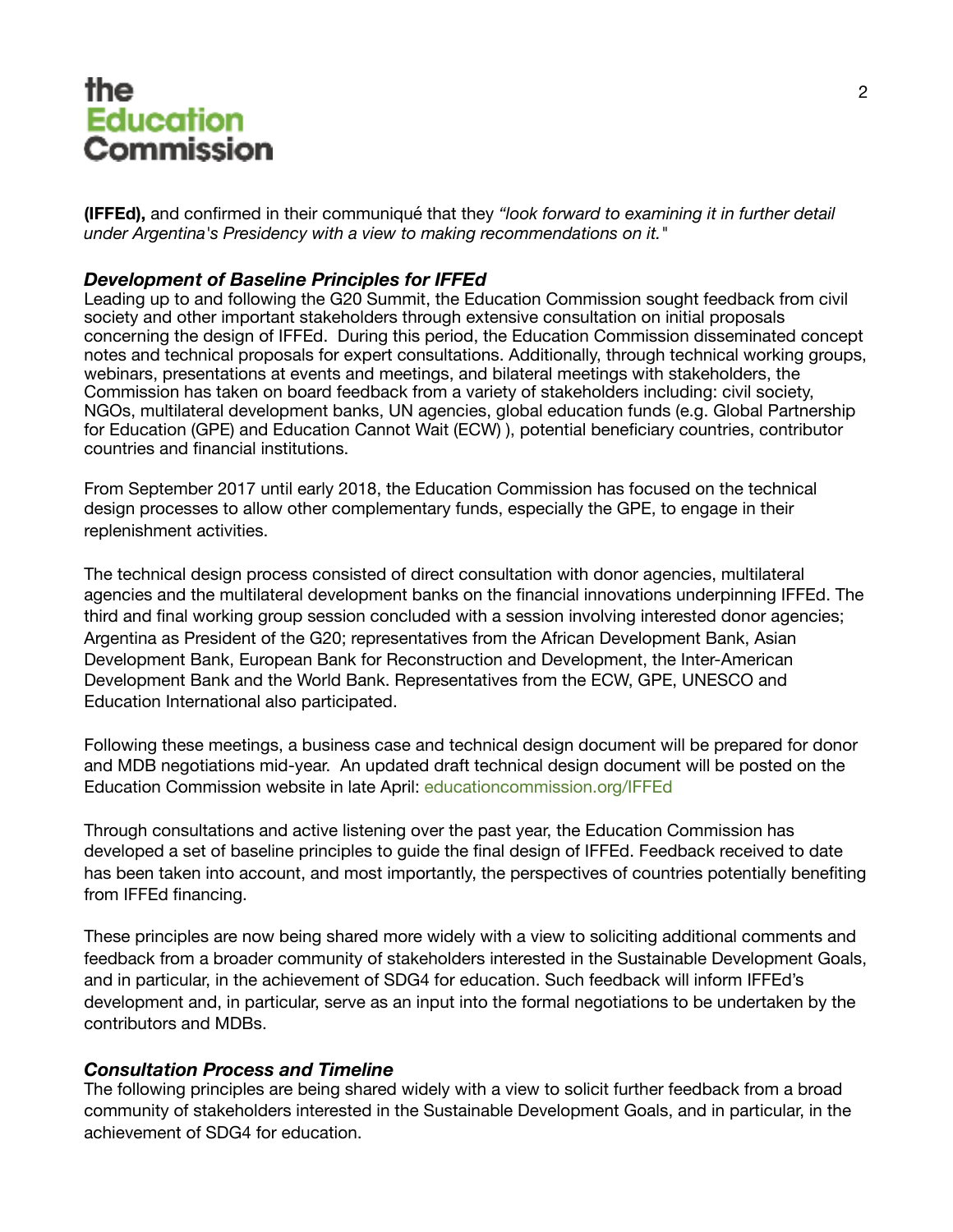**(IFFEd),** and confirmed in their communiqué that they *"look forward to examining it in further detail under Argentina's Presidency with a view to making recommendations on it."*

### *Development of Baseline Principles for IFFEd*

Leading up to and following the G20 Summit, the Education Commission sought feedback from civil society and other important stakeholders through extensive consultation on initial proposals concerning the design of IFFEd. During this period, the Education Commission disseminated concept notes and technical proposals for expert consultations. Additionally, through technical working groups, webinars, presentations at events and meetings, and bilateral meetings with stakeholders, the Commission has taken on board feedback from a variety of stakeholders including: civil society, NGOs, multilateral development banks, UN agencies, global education funds (e.g. Global Partnership for Education (GPE) and Education Cannot Wait (ECW) ), potential beneficiary countries, contributor countries and financial institutions.

From September 2017 until early 2018, the Education Commission has focused on the technical design processes to allow other complementary funds, especially the GPE, to engage in their replenishment activities.

The technical design process consisted of direct consultation with donor agencies, multilateral agencies and the multilateral development banks on the financial innovations underpinning IFFEd. The third and final working group session concluded with a session involving interested donor agencies; Argentina as President of the G20; representatives from the African Development Bank, Asian Development Bank, European Bank for Reconstruction and Development, the Inter-American Development Bank and the World Bank. Representatives from the ECW, GPE, UNESCO and Education International also participated.

Following these meetings, a business case and technical design document will be prepared for donor and MDB negotiations mid-year. An updated draft technical design document will be posted on the Education Commission website in late April: educationcommission.org/IFFEd

Through consultations and active listening over the past year, the Education Commission has developed a set of baseline principles to guide the final design of IFFEd. Feedback received to date has been taken into account, and most importantly, the perspectives of countries potentially benefiting from IFFEd financing.

These principles are now being shared more widely with a view to soliciting additional comments and feedback from a broader community of stakeholders interested in the Sustainable Development Goals, and in particular, in the achievement of SDG4 for education. Such feedback will inform IFFEd's development and, in particular, serve as an input into the formal negotiations to be undertaken by the contributors and MDBs.

### *Consultation Process and Timeline*

The following principles are being shared widely with a view to solicit further feedback from a broad community of stakeholders interested in the Sustainable Development Goals, and in particular, in the achievement of SDG4 for education.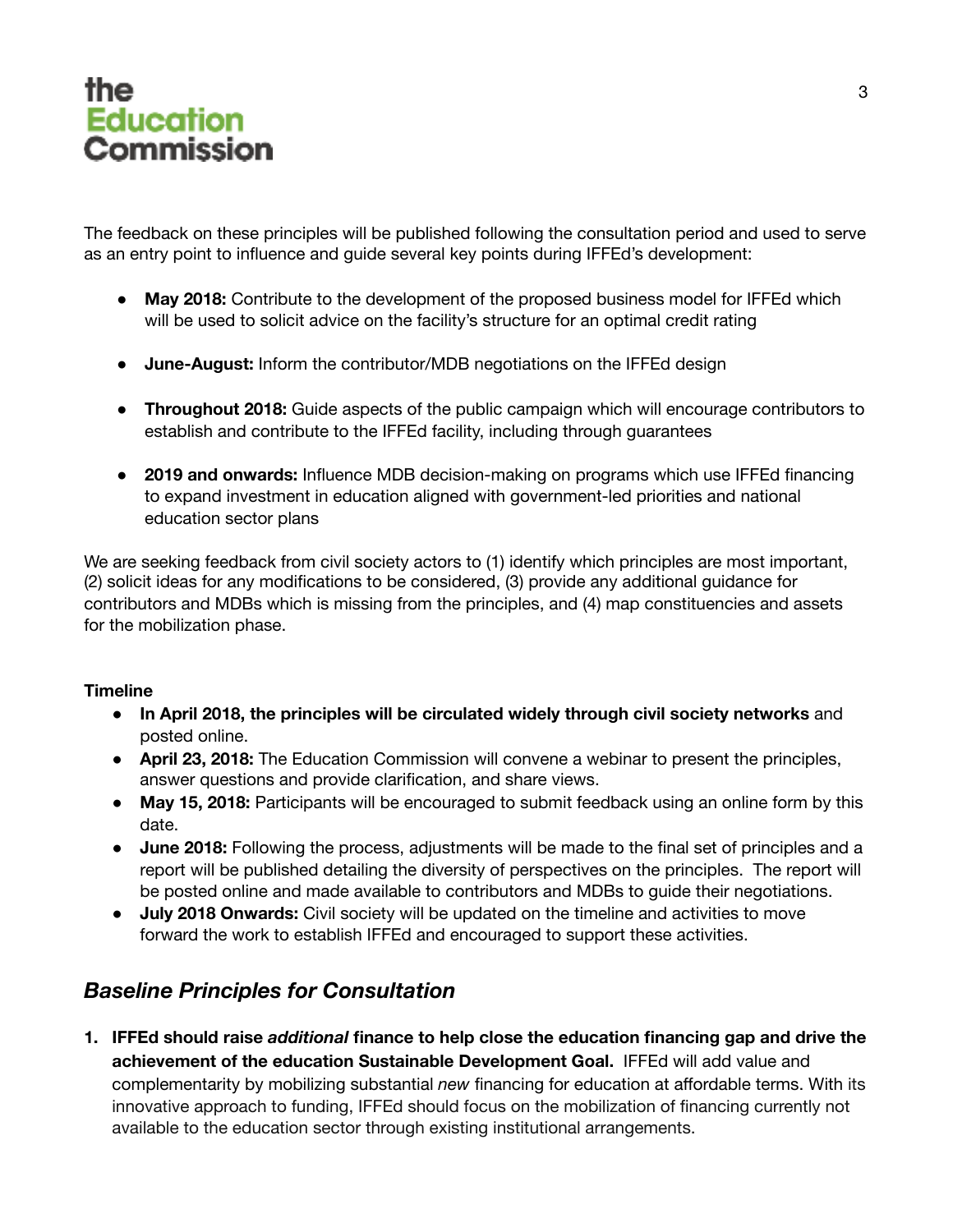The feedback on these principles will be published following the consultation period and used to serve as an entry point to influence and guide several key points during IFFEd's development:

- **May 2018:** Contribute to the development of the proposed business model for IFFEd which will be used to solicit advice on the facility's structure for an optimal credit rating
- **June-August:** Inform the contributor/MDB negotiations on the IFFEd design
- **Throughout 2018:** Guide aspects of the public campaign which will encourage contributors to establish and contribute to the IFFEd facility, including through guarantees
- **2019 and onwards:** Influence MDB decision-making on programs which use IFFEd financing to expand investment in education aligned with government-led priorities and national education sector plans

We are seeking feedback from civil society actors to (1) identify which principles are most important, (2) solicit ideas for any modifications to be considered, (3) provide any additional guidance for contributors and MDBs which is missing from the principles, and (4) map constituencies and assets for the mobilization phase.

**Timeline**

- **In April 2018, the principles will be circulated widely through civil society networks** and posted online.
- **April 23, 2018:** The Education Commission will convene a webinar to present the principles, answer questions and provide clarification, and share views.
- **May 15, 2018:** Participants will be encouraged to submit feedback using an online form by this date.
- **June 2018:** Following the process, adjustments will be made to the final set of principles and a report will be published detailing the diversity of perspectives on the principles. The report will be posted online and made available to contributors and MDBs to guide their negotiations.
- **July 2018 Onwards:** Civil society will be updated on the timeline and activities to move forward the work to establish IFFEd and encouraged to support these activities.

## *Baseline Principles for Consultation*

1. **IFFEd should raise *additional* finance to help close the education financing gap and drive the achievement of the education Sustainable Development Goal.** IFFEd will add value and complementarity by mobilizing substantial *new* financing for education at affordable terms. With its innovative approach to funding, IFFEd should focus on the mobilization of financing currently not available to the education sector through existing institutional arrangements.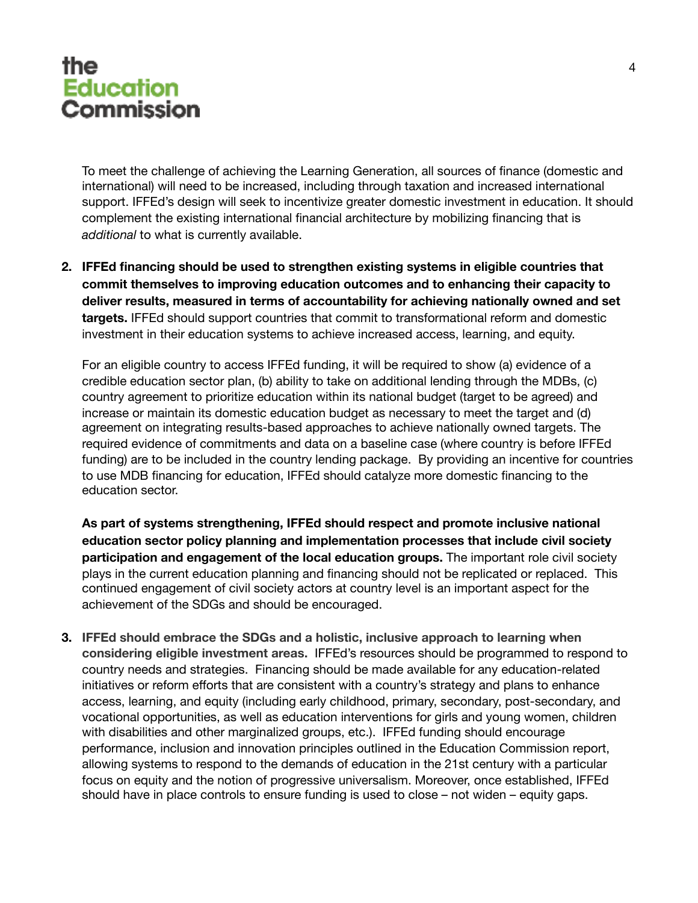To meet the challenge of achieving the Learning Generation, all sources of finance (domestic and international) will need to be increased, including through taxation and increased international support. IFFEd's design will seek to incentivize greater domestic investment in education. It should complement the existing international financial architecture by mobilizing financing that is *additional* to what is currently available.

2. **IFFEd financing should be used to strengthen existing systems in eligible countries that commit themselves to improving education outcomes and to enhancing their capacity to deliver results, measured in terms of accountability for achieving nationally owned and set targets.** IFFEd should support countries that commit to transformational reform and domestic investment in their education systems to achieve increased access, learning, and equity.

   For an eligible country to access IFFEd funding, it will be required to show (a) evidence of a credible education sector plan, (b) ability to take on additional lending through the MDBs, (c) country agreement to prioritize education within its national budget (target to be agreed) and increase or maintain its domestic education budget as necessary to meet the target and (d) agreement on integrating results-based approaches to achieve nationally owned targets. The required evidence of commitments and data on a baseline case (where country is before IFFEd funding) are to be included in the country lending package. By providing an incentive for countries to use MDB financing for education, IFFEd should catalyze more domestic financing to the education sector.

   **As part of systems strengthening, IFFEd should respect and promote inclusive national education sector policy planning and implementation processes that include civil society participation and engagement of the local education groups.** The important role civil society plays in the current education planning and financing should not be replicated or replaced. This continued engagement of civil society actors at country level is an important aspect for the achievement of the SDGs and should be encouraged.

3. **IFFEd should embrace the SDGs and a holistic, inclusive approach to learning when considering eligible investment areas.** IFFEd's resources should be programmed to respond to country needs and strategies. Financing should be made available for any education-related initiatives or reform efforts that are consistent with a country's strategy and plans to enhance access, learning, and equity (including early childhood, primary, secondary, post-secondary, and vocational opportunities, as well as education interventions for girls and young women, children with disabilities and other marginalized groups, etc.). IFFEd funding should encourage performance, inclusion and innovation principles outlined in the Education Commission report, allowing systems to respond to the demands of education in the 21st century with a particular focus on equity and the notion of progressive universalism. Moreover, once established, IFFEd should have in place controls to ensure funding is used to close – not widen – equity gaps.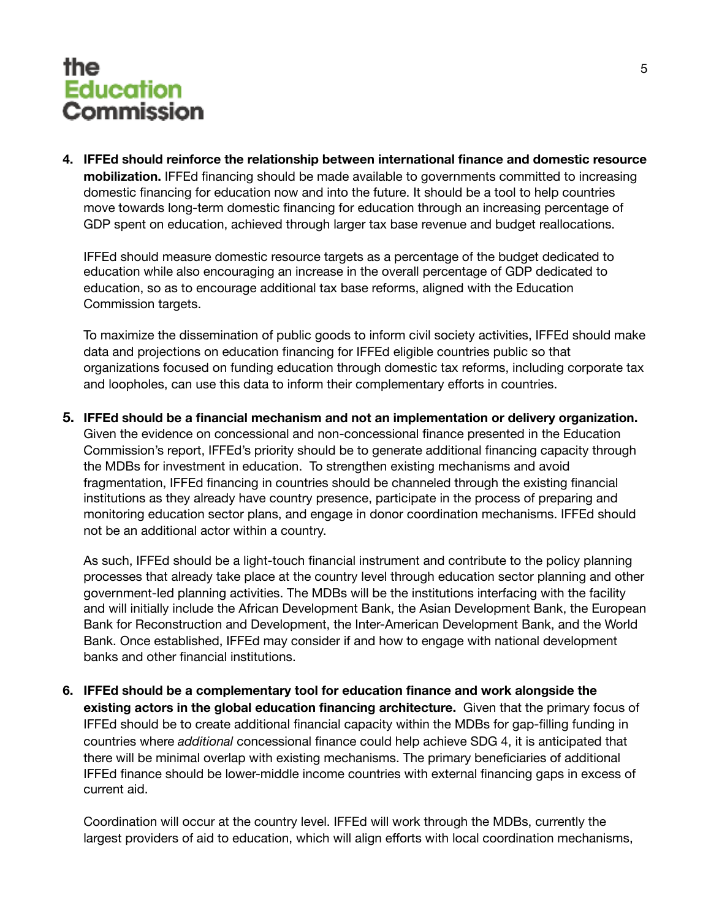4. **IFFEd should reinforce the relationship between international finance and domestic resource mobilization.** IFFEd financing should be made available to governments committed to increasing domestic financing for education now and into the future. It should be a tool to help countries move towards long-term domestic financing for education through an increasing percentage of GDP spent on education, achieved through larger tax base revenue and budget reallocations.

   IFFEd should measure domestic resource targets as a percentage of the budget dedicated to education while also encouraging an increase in the overall percentage of GDP dedicated to education, so as to encourage additional tax base reforms, aligned with the Education Commission targets.

   To maximize the dissemination of public goods to inform civil society activities, IFFEd should make data and projections on education financing for IFFEd eligible countries public so that organizations focused on funding education through domestic tax reforms, including corporate tax and loopholes, can use this data to inform their complementary efforts in countries.

5. **IFFEd should be a financial mechanism and not an implementation or delivery organization.** Given the evidence on concessional and non-concessional finance presented in the Education Commission's report, IFFEd's priority should be to generate additional financing capacity through the MDBs for investment in education. To strengthen existing mechanisms and avoid fragmentation, IFFEd financing in countries should be channeled through the existing financial institutions as they already have country presence, participate in the process of preparing and monitoring education sector plans, and engage in donor coordination mechanisms. IFFEd should not be an additional actor within a country.

   As such, IFFEd should be a light-touch financial instrument and contribute to the policy planning processes that already take place at the country level through education sector planning and other government-led planning activities. The MDBs will be the institutions interfacing with the facility and will initially include the African Development Bank, the Asian Development Bank, the European Bank for Reconstruction and Development, the Inter-American Development Bank, and the World Bank. Once established, IFFEd may consider if and how to engage with national development banks and other financial institutions.

6. **IFFEd should be a complementary tool for education finance and work alongside the existing actors in the global education financing architecture.** Given that the primary focus of IFFEd should be to create additional financial capacity within the MDBs for gap-filling funding in countries where *additional* concessional finance could help achieve SDG 4, it is anticipated that there will be minimal overlap with existing mechanisms. The primary beneficiaries of additional IFFEd finance should be lower-middle income countries with external financing gaps in excess of current aid.

   Coordination will occur at the country level. IFFEd will work through the MDBs, currently the largest providers of aid to education, which will align efforts with local coordination mechanisms,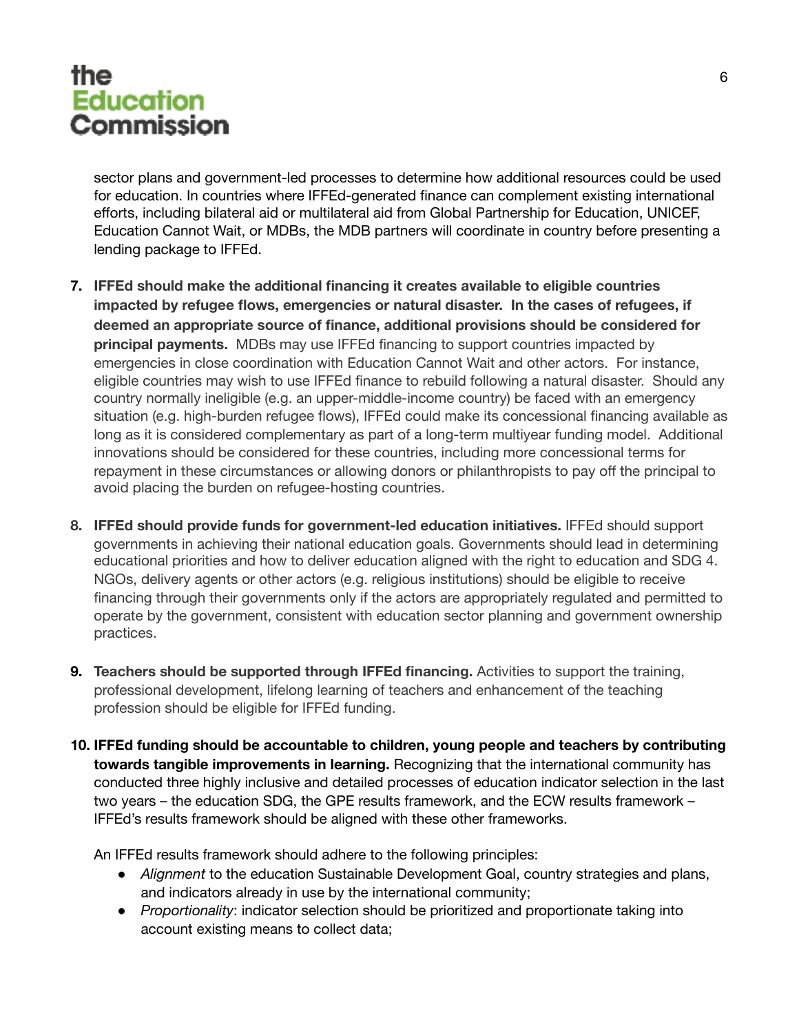sector plans and government-led processes to determine how additional resources could be used for education. In countries where IFFEd-generated finance can complement existing international efforts, including bilateral aid or multilateral aid from Global Partnership for Education, UNICEF, Education Cannot Wait, or MDBs, the MDB partners will coordinate in country before presenting a lending package to IFFEd.

7. **IFFEd should make the additional financing it creates available to eligible countries impacted by refugee flows, emergencies or natural disaster. In the cases of refugees, if deemed an appropriate source of finance, additional provisions should be considered for principal payments.** MDBs may use IFFEd financing to support countries impacted by emergencies in close coordination with Education Cannot Wait and other actors. For instance, eligible countries may wish to use IFFEd finance to rebuild following a natural disaster. Should any country normally ineligible (e.g. an upper-middle-income country) be faced with an emergency situation (e.g. high-burden refugee flows), IFFEd could make its concessional financing available as long as it is considered complementary as part of a long-term multiyear funding model. Additional innovations should be considered for these countries, including more concessional terms for repayment in these circumstances or allowing donors or philanthropists to pay off the principal to avoid placing the burden on refugee-hosting countries.

8. **IFFEd should provide funds for government-led education initiatives.** IFFEd should support governments in achieving their national education goals. Governments should lead in determining educational priorities and how to deliver education aligned with the right to education and SDG 4. NGOs, delivery agents or other actors (e.g. religious institutions) should be eligible to receive financing through their governments only if the actors are appropriately regulated and permitted to operate by the government, consistent with education sector planning and government ownership practices.

9. **Teachers should be supported through IFFEd financing.** Activities to support the training, professional development, lifelong learning of teachers and enhancement of the teaching profession should be eligible for IFFEd funding.

10. **IFFEd funding should be accountable to children, young people and teachers by contributing towards tangible improvements in learning.** Recognizing that the international community has conducted three highly inclusive and detailed processes of education indicator selection in the last two years – the education SDG, the GPE results framework, and the ECW results framework – IFFEd's results framework should be aligned with these other frameworks.

    An IFFEd results framework should adhere to the following principles:

    - *Alignment* to the education Sustainable Development Goal, country strategies and plans, and indicators already in use by the international community;
    - *Proportionality*: indicator selection should be prioritized and proportionate taking into account existing means to collect data;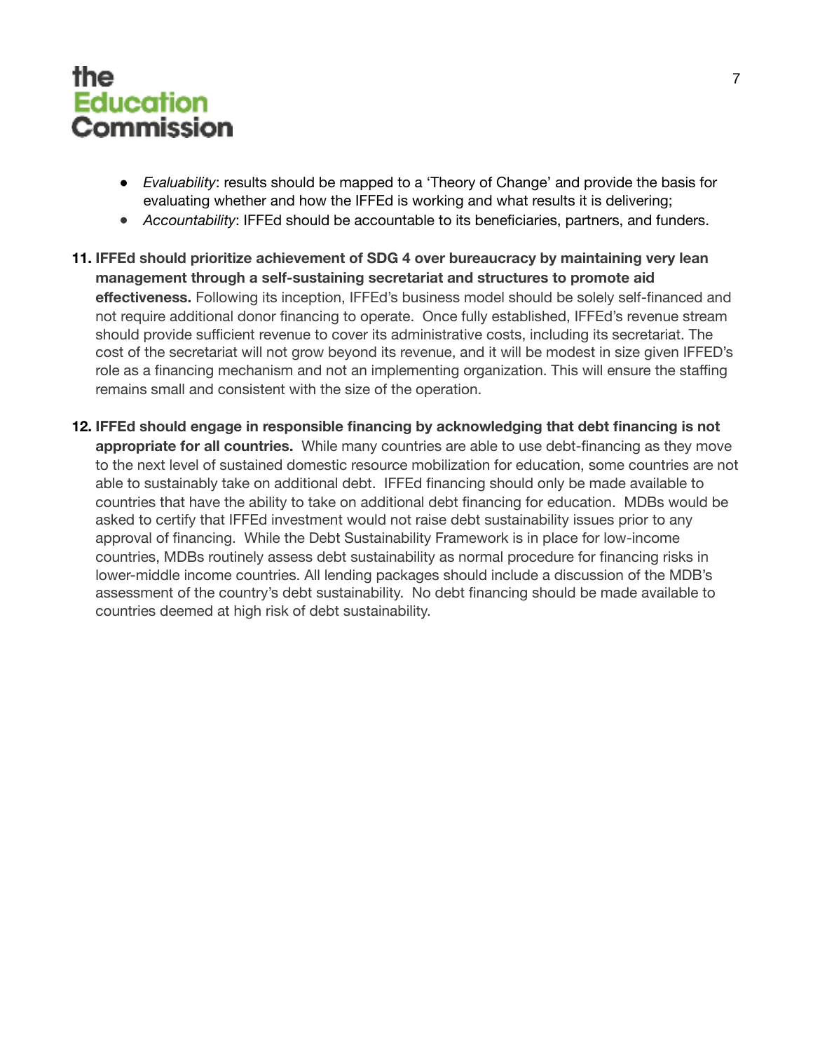- *Evaluability*: results should be mapped to a 'Theory of Change' and provide the basis for evaluating whether and how the IFFEd is working and what results it is delivering;
- *Accountability*: IFFEd should be accountable to its beneficiaries, partners, and funders.

11. **IFFEd should prioritize achievement of SDG 4 over bureaucracy by maintaining very lean management through a self-sustaining secretariat and structures to promote aid effectiveness.** Following its inception, IFFEd's business model should be solely self-financed and not require additional donor financing to operate. Once fully established, IFFEd's revenue stream should provide sufficient revenue to cover its administrative costs, including its secretariat. The cost of the secretariat will not grow beyond its revenue, and it will be modest in size given IFFED's role as a financing mechanism and not an implementing organization. This will ensure the staffing remains small and consistent with the size of the operation.

12. **IFFEd should engage in responsible financing by acknowledging that debt financing is not appropriate for all countries.** While many countries are able to use debt-financing as they move to the next level of sustained domestic resource mobilization for education, some countries are not able to sustainably take on additional debt. IFFEd financing should only be made available to countries that have the ability to take on additional debt financing for education. MDBs would be asked to certify that IFFEd investment would not raise debt sustainability issues prior to any approval of financing. While the Debt Sustainability Framework is in place for low-income countries, MDBs routinely assess debt sustainability as normal procedure for financing risks in lower-middle income countries. All lending packages should include a discussion of the MDB's assessment of the country's debt sustainability. No debt financing should be made available to countries deemed at high risk of debt sustainability.